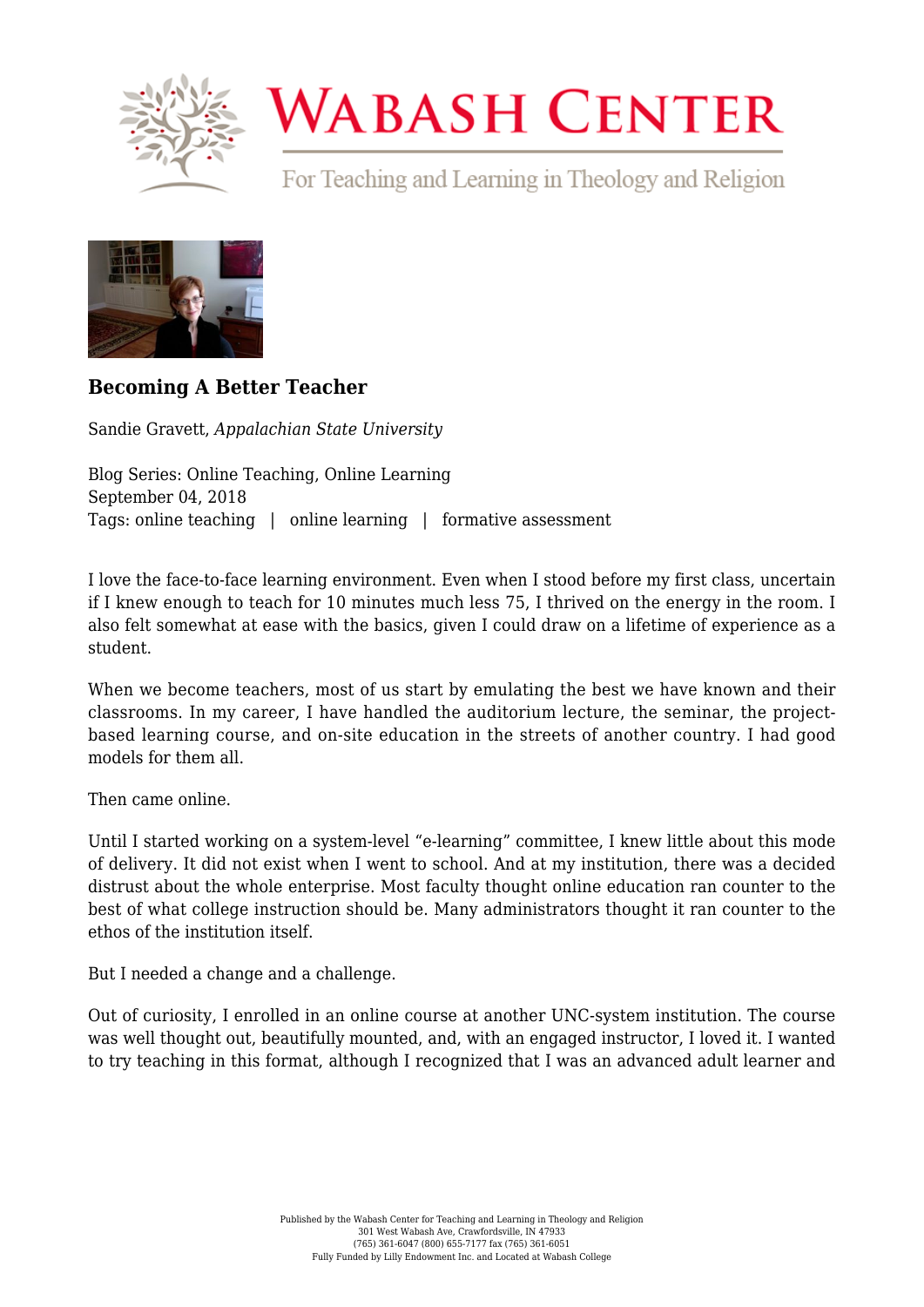# Becoming A Better Teacher

Sandie Gravett, *Appalachian State University*

Blog Series: Online Teaching, Online Learning
September 04, 2018
Tags: online teaching | online learning | formative assessment

I love the face-to-face learning environment. Even when I stood before my first class, uncertain if I knew enough to teach for 10 minutes much less 75, I thrived on the energy in the room. I also felt somewhat at ease with the basics, given I could draw on a lifetime of experience as a student.

When we become teachers, most of us start by emulating the best we have known and their classrooms. In my career, I have handled the auditorium lecture, the seminar, the project-based learning course, and on-site education in the streets of another country. I had good models for them all.

Then came online.

Until I started working on a system-level "e-learning" committee, I knew little about this mode of delivery. It did not exist when I went to school. And at my institution, there was a decided distrust about the whole enterprise. Most faculty thought online education ran counter to the best of what college instruction should be. Many administrators thought it ran counter to the ethos of the institution itself.

But I needed a change and a challenge.

Out of curiosity, I enrolled in an online course at another UNC-system institution. The course was well thought out, beautifully mounted, and, with an engaged instructor, I loved it. I wanted to try teaching in this format, although I recognized that I was an advanced adult learner and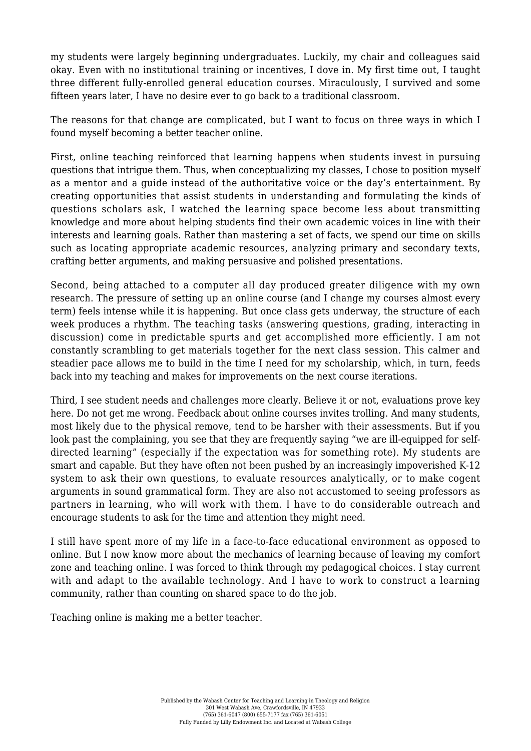my students were largely beginning undergraduates. Luckily, my chair and colleagues said okay. Even with no institutional training or incentives, I dove in. My first time out, I taught three different fully-enrolled general education courses. Miraculously, I survived and some fifteen years later, I have no desire ever to go back to a traditional classroom.

The reasons for that change are complicated, but I want to focus on three ways in which I found myself becoming a better teacher online.

First, online teaching reinforced that learning happens when students invest in pursuing questions that intrigue them. Thus, when conceptualizing my classes, I chose to position myself as a mentor and a guide instead of the authoritative voice or the day's entertainment. By creating opportunities that assist students in understanding and formulating the kinds of questions scholars ask, I watched the learning space become less about transmitting knowledge and more about helping students find their own academic voices in line with their interests and learning goals. Rather than mastering a set of facts, we spend our time on skills such as locating appropriate academic resources, analyzing primary and secondary texts, crafting better arguments, and making persuasive and polished presentations.

Second, being attached to a computer all day produced greater diligence with my own research. The pressure of setting up an online course (and I change my courses almost every term) feels intense while it is happening. But once class gets underway, the structure of each week produces a rhythm. The teaching tasks (answering questions, grading, interacting in discussion) come in predictable spurts and get accomplished more efficiently. I am not constantly scrambling to get materials together for the next class session. This calmer and steadier pace allows me to build in the time I need for my scholarship, which, in turn, feeds back into my teaching and makes for improvements on the next course iterations.

Third, I see student needs and challenges more clearly. Believe it or not, evaluations prove key here. Do not get me wrong. Feedback about online courses invites trolling. And many students, most likely due to the physical remove, tend to be harsher with their assessments. But if you look past the complaining, you see that they are frequently saying "we are ill-equipped for self-directed learning" (especially if the expectation was for something rote). My students are smart and capable. But they have often not been pushed by an increasingly impoverished K-12 system to ask their own questions, to evaluate resources analytically, or to make cogent arguments in sound grammatical form. They are also not accustomed to seeing professors as partners in learning, who will work with them. I have to do considerable outreach and encourage students to ask for the time and attention they might need.

I still have spent more of my life in a face-to-face educational environment as opposed to online. But I now know more about the mechanics of learning because of leaving my comfort zone and teaching online. I was forced to think through my pedagogical choices. I stay current with and adapt to the available technology. And I have to work to construct a learning community, rather than counting on shared space to do the job.

Teaching online is making me a better teacher.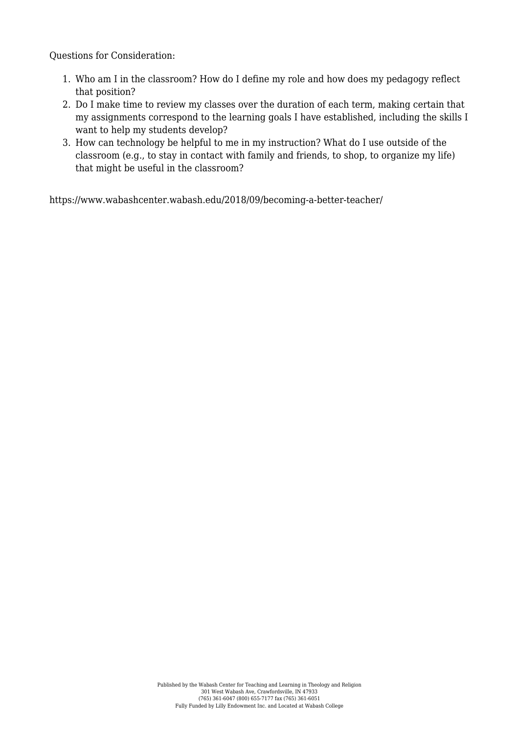Questions for Consideration:

1. Who am I in the classroom? How do I define my role and how does my pedagogy reflect that position?
2. Do I make time to review my classes over the duration of each term, making certain that my assignments correspond to the learning goals I have established, including the skills I want to help my students develop?
3. How can technology be helpful to me in my instruction? What do I use outside of the classroom (e.g., to stay in contact with family and friends, to shop, to organize my life) that might be useful in the classroom?

https://www.wabashcenter.wabash.edu/2018/09/becoming-a-better-teacher/